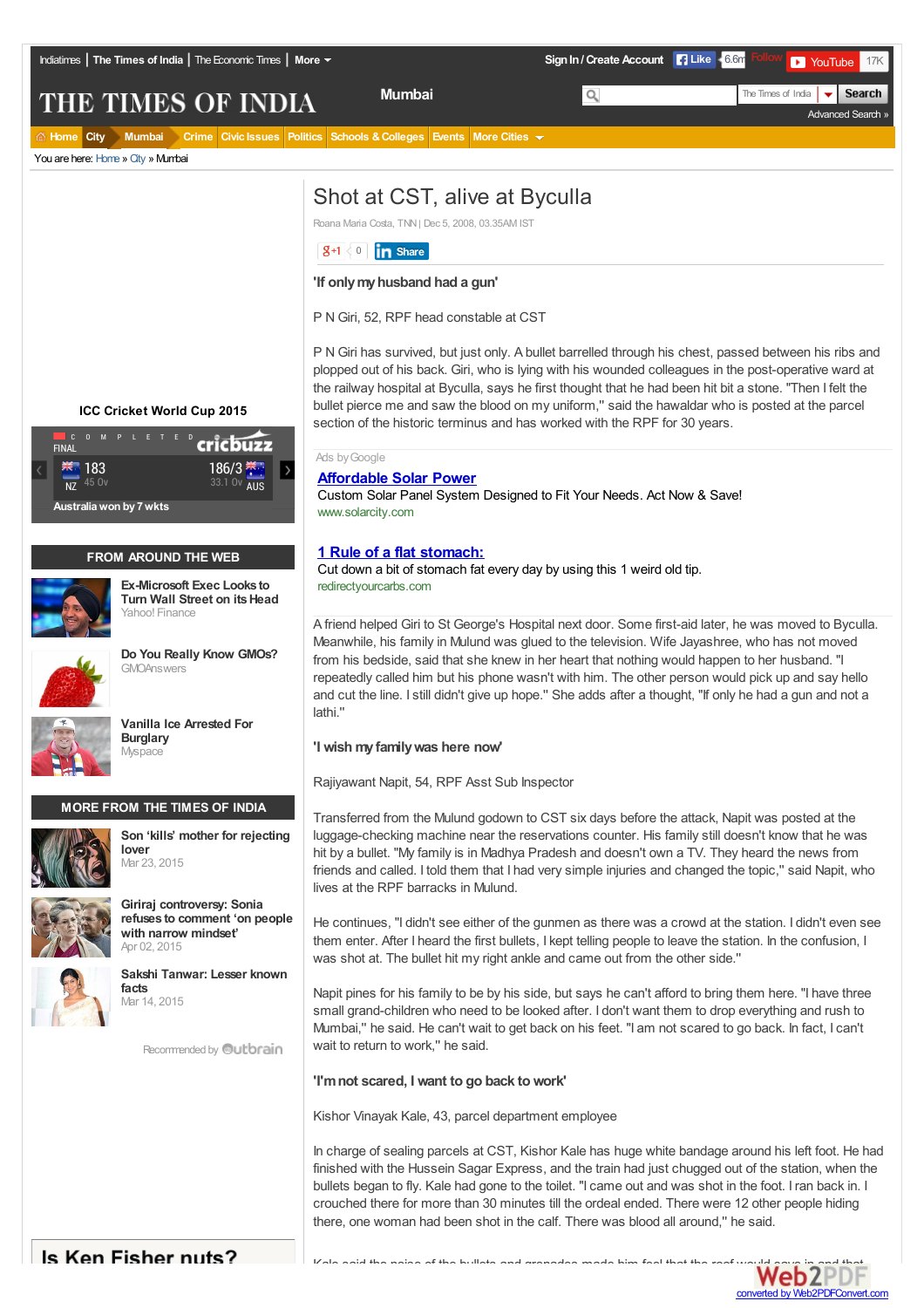# Shot at CST, alive at Byculla

Roana Maria Costa, TNN | Dec 5, 2008, 03.35AM IST

**'If only my husband had a gun'**

P N Giri, 52, RPF head constable at CST

P N Giri has survived, but just only. A bullet barrelled through his chest, passed between his ribs and plopped out of his back. Giri, who is lying with his wounded colleagues in the post-operative ward at the railway hospital at Byculla, says he first thought that he had been hit bit a stone. "Then I felt the bullet pierce me and saw the blood on my uniform," said the hawaldar who is posted at the parcel section of the historic terminus and has worked with the RPF for 30 years.

A friend helped Giri to St George's Hospital next door. Some first-aid later, he was moved to Byculla. Meanwhile, his family in Mulund was glued to the television. Wife Jayashree, who has not moved from his bedside, said that she knew in her heart that nothing would happen to her husband. "I repeatedly called him but his phone wasn't with him. The other person would pick up and say hello and cut the line. I still didn't give up hope." She adds after a thought, "If only he had a gun and not a lathi."

**'I wish my family was here now'**

Rajiyawant Napit, 54, RPF Asst Sub Inspector

Transferred from the Mulund godown to CST six days before the attack, Napit was posted at the luggage-checking machine near the reservations counter. His family still doesn't know that he was hit by a bullet. "My family is in Madhya Pradesh and doesn't own a TV. They heard the news from friends and called. I told them that I had very simple injuries and changed the topic," said Napit, who lives at the RPF barracks in Mulund.

He continues, "I didn't see either of the gunmen as there was a crowd at the station. I didn't even see them enter. After I heard the first bullets, I kept telling people to leave the station. In the confusion, I was shot at. The bullet hit my right ankle and came out from the other side."

Napit pines for his family to be by his side, but says he can't afford to bring them here. "I have three small grand-children who need to be looked after. I don't want them to drop everything and rush to Mumbai," he said. He can't wait to get back on his feet. "I am not scared to go back. In fact, I can't wait to return to work," he said.

**'I'm not scared, I want to go back to work'**

Kishor Vinayak Kale, 43, parcel department employee

In charge of sealing parcels at CST, Kishor Kale has huge white bandage around his left foot. He had finished with the Hussein Sagar Express, and the train had just chugged out of the station, when the bullets began to fly. Kale had gone to the toilet. "I came out and was shot in the foot. I ran back in. I crouched there for more than 30 minutes till the ordeal ended. There were 12 other people hiding there, one woman had been shot in the calf. There was blood all around," he said.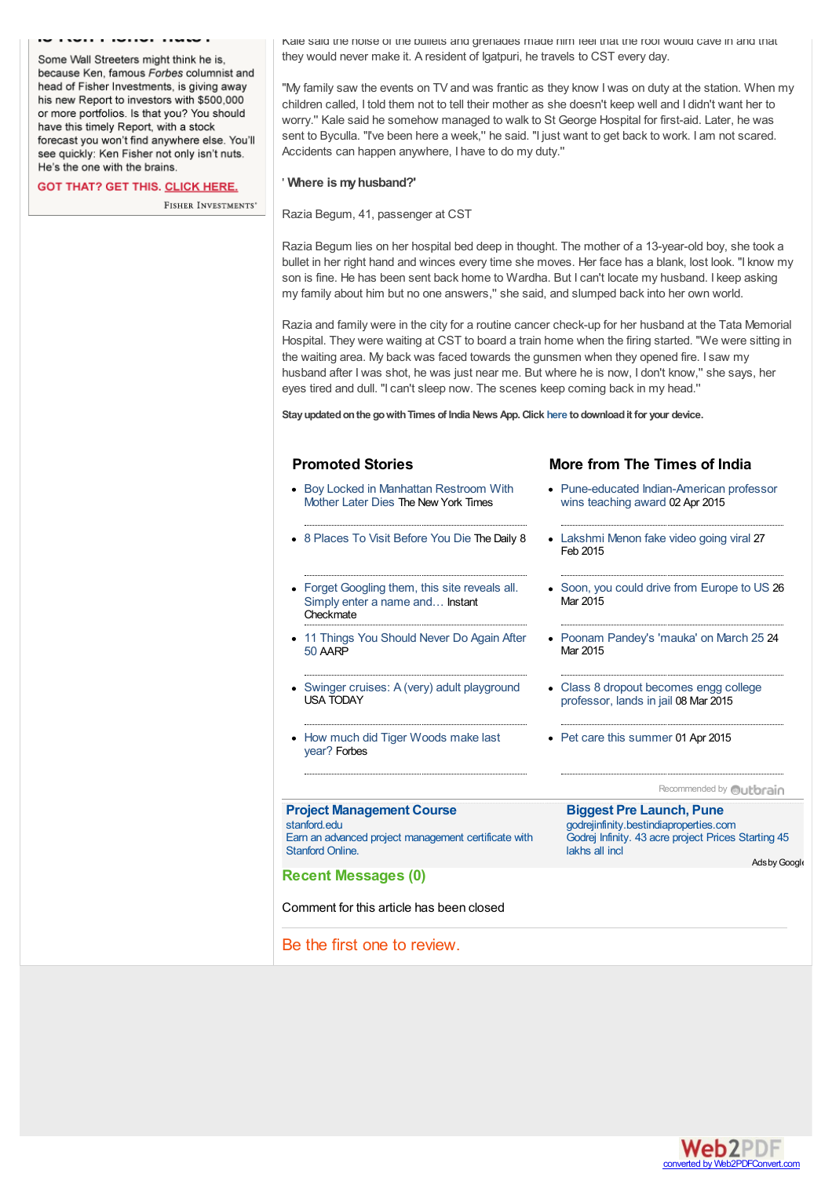Some Wall Streeters might think he is, because Ken, famous *Forbes* columnist and head of Fisher Investments, is giving away his new Report to investors with $500,000 or more portfolios. Is that you? You should have this timely Report, with a stock forecast you won't find anywhere else. You'll see quickly: Ken Fisher not only isn't nuts. He's the one with the brains.

GOT THAT? GET THIS. CLICK HERE.

FISHER INVESTMENTS

Kale said the noise of the bullets and grenades made him feel that the roof would cave in and that they would never make it. A resident of Igatpuri, he travels to CST every day.

"My family saw the events on TV and was frantic as they know I was on duty at the station. When my children called, I told them not to tell their mother as she doesn't keep well and I didn't want her to worry.'' Kale said he somehow managed to walk to St George Hospital for first-aid. Later, he was sent to Byculla. "I've been here a week,'' he said. "I just want to get back to work. I am not scared. Accidents can happen anywhere, I have to do my duty.''

' **Where is my husband?'**

Razia Begum, 41, passenger at CST

Razia Begum lies on her hospital bed deep in thought. The mother of a 13-year-old boy, she took a bullet in her right hand and winces every time she moves. Her face has a blank, lost look. "I know my son is fine. He has been sent back home to Wardha. But I can't locate my husband. I keep asking my family about him but no one answers,'' she said, and slumped back into her own world.

Razia and family were in the city for a routine cancer check-up for her husband at the Tata Memorial Hospital. They were waiting at CST to board a train home when the firing started. "We were sitting in the waiting area. My back was faced towards the gunmen when they opened fire. I saw my husband after I was shot, he was just near me. But where he is now, I don't know,'' she says, her eyes tired and dull. "I can't sleep now. The scenes keep coming back in my head.''

**Stay updated on the go with Times of India News App. Click here to download it for your device.**

### Promoted Stories

- Boy Locked in Manhattan Restroom With Mother Later Dies The New York Times
- 8 Places To Visit Before You Die The Daily 8
- Forget Googling them, this site reveals all. Simply enter a name and… Instant Checkmate
- 11 Things You Should Never Do Again After 50 AARP
- Swinger cruises: A (very) adult playground USA TODAY
- How much did Tiger Woods make last year? Forbes

### More from The Times of India

- Pune-educated Indian-American professor wins teaching award 02 Apr 2015
- Lakshmi Menon fake video going viral 27 Feb 2015
- Soon, you could drive from Europe to US 26 Mar 2015
- Poonam Pandey's 'mauka' on March 25 24 Mar 2015
- Class 8 dropout becomes engg college professor, lands in jail 08 Mar 2015
- Pet care this summer 01 Apr 2015

Recommended by Outbrain

**Project Management Course**
stanford.edu
Earn an advanced project management certificate with Stanford Online.

**Biggest Pre Launch, Pune**
godrejinfinity.bestindiaproperties.com
Godrej Infinity. 43 acre project Prices Starting 45 lakhs all incl

Ads by Google

### Recent Messages (0)

Comment for this article has been closed

Be the first one to review.